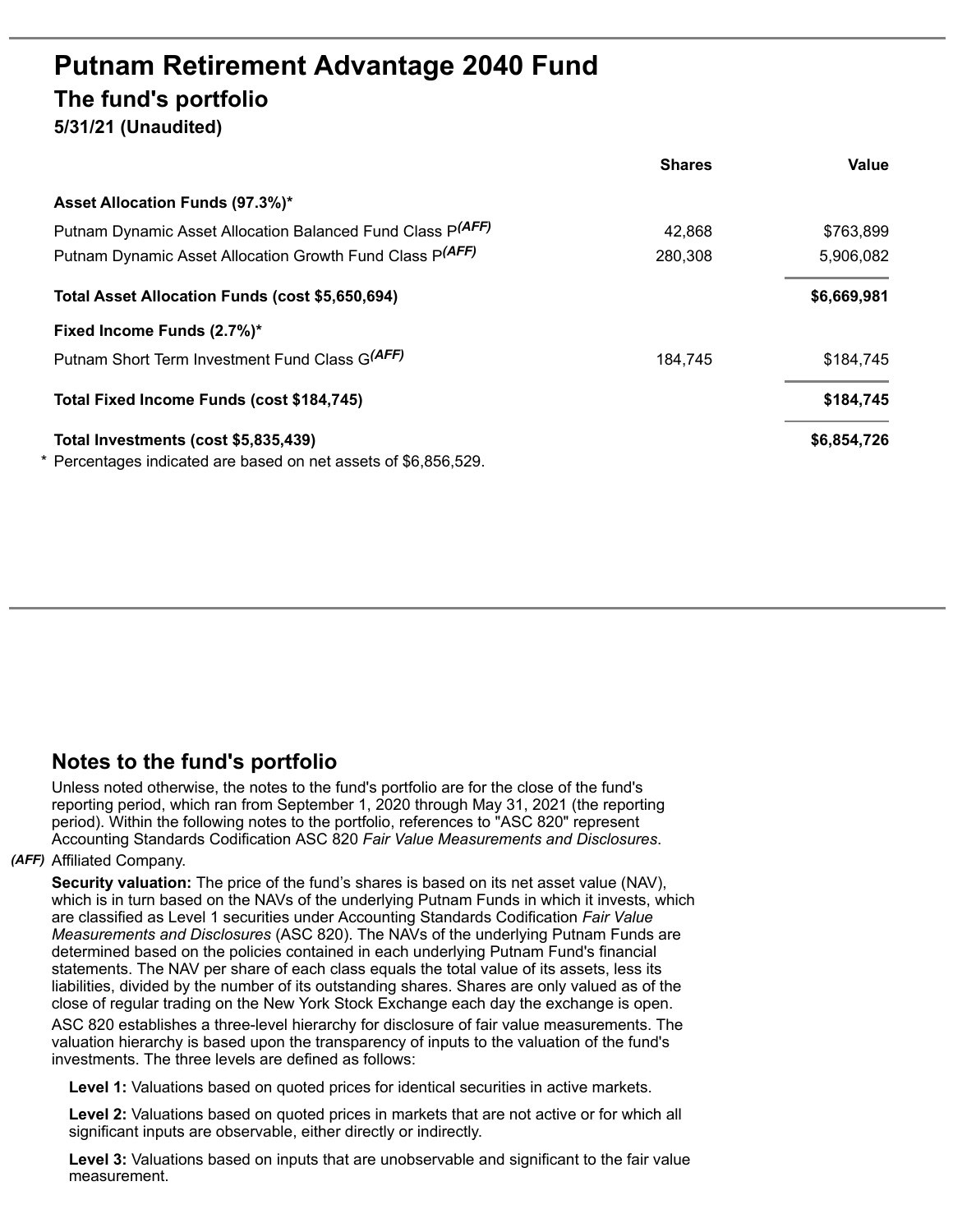# Putnam Retirement Advantage 2040 Fund

## The fund's portfolio

### 5/31/21 (Unaudited)

| | Shares | Value |
|---|---|---|
| **Asset Allocation Funds (97.3%)*** | | |
| Putnam Dynamic Asset Allocation Balanced Fund Class P*(AFF)* | 42,868 | $763,899 |
| Putnam Dynamic Asset Allocation Growth Fund Class P*(AFF)* | 280,308 | 5,906,082 |
| **Total Asset Allocation Funds (cost $5,650,694)** | | **$6,669,981** |
| **Fixed Income Funds (2.7%)*** | | |
| Putnam Short Term Investment Fund Class G*(AFF)* | 184,745 | $184,745 |
| **Total Fixed Income Funds (cost $184,745)** | | **$184,745** |
| **Total Investments (cost $5,835,439)** | | **$6,854,726** |

\* Percentages indicated are based on net assets of $6,856,529.

## Notes to the fund's portfolio

Unless noted otherwise, the notes to the fund's portfolio are for the close of the fund's reporting period, which ran from September 1, 2020 through May 31, 2021 (the reporting period). Within the following notes to the portfolio, references to "ASC 820" represent Accounting Standards Codification ASC 820 *Fair Value Measurements and Disclosures*.

***(AFF)*** Affiliated Company.

**Security valuation:** The price of the fund's shares is based on its net asset value (NAV), which is in turn based on the NAVs of the underlying Putnam Funds in which it invests, which are classified as Level 1 securities under Accounting Standards Codification *Fair Value Measurements and Disclosures* (ASC 820). The NAVs of the underlying Putnam Funds are determined based on the policies contained in each underlying Putnam Fund's financial statements. The NAV per share of each class equals the total value of its assets, less its liabilities, divided by the number of its outstanding shares. Shares are only valued as of the close of regular trading on the New York Stock Exchange each day the exchange is open.

ASC 820 establishes a three-level hierarchy for disclosure of fair value measurements. The valuation hierarchy is based upon the transparency of inputs to the valuation of the fund's investments. The three levels are defined as follows:

**Level 1:** Valuations based on quoted prices for identical securities in active markets.

**Level 2:** Valuations based on quoted prices in markets that are not active or for which all significant inputs are observable, either directly or indirectly.

**Level 3:** Valuations based on inputs that are unobservable and significant to the fair value measurement.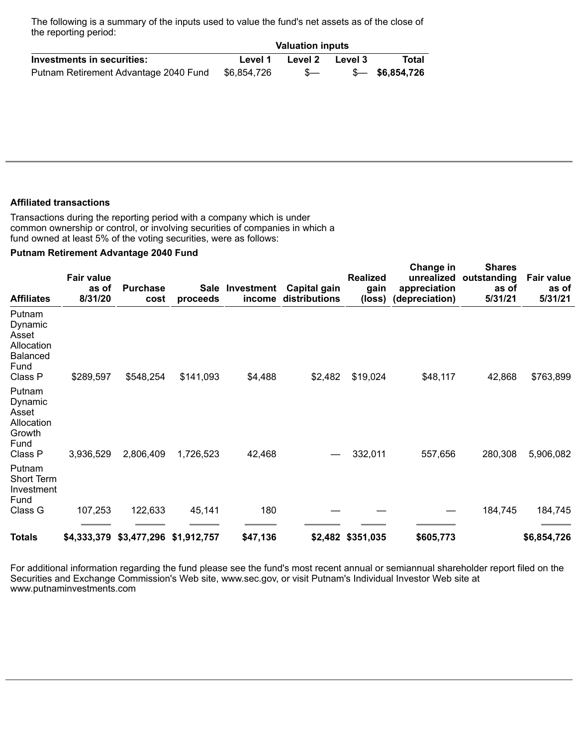The following is a summary of the inputs used to value the fund's net assets as of the close of the reporting period:

| | Valuation inputs | | | |
|---|---|---|---|---|
| **Investments in securities:** | **Level 1** | **Level 2** | **Level 3** | **Total** |
| Putnam Retirement Advantage 2040 Fund | $6,854,726 | $— | $— | $6,854,726 |

**Affiliated transactions**

Transactions during the reporting period with a company which is under common ownership or control, or involving securities of companies in which a fund owned at least 5% of the voting securities, were as follows:

**Putnam Retirement Advantage 2040 Fund**

| Affiliates | Fair value as of 8/31/20 | Purchase cost | Sale proceeds | Investment income | Capital gain distributions | Realized gain (loss) | Change in unrealized appreciation (depreciation) | Shares outstanding as of 5/31/21 | Fair value as of 5/31/21 |
|---|---|---|---|---|---|---|---|---|---|
| Putnam Dynamic Asset Allocation Balanced Fund Class P | $289,597 | $548,254 | $141,093 | $4,488 | $2,482 | $19,024 | $48,117 | 42,868 | $763,899 |
| Putnam Dynamic Asset Allocation Growth Fund Class P | 3,936,529 | 2,806,409 | 1,726,523 | 42,468 | — | 332,011 | 557,656 | 280,308 | 5,906,082 |
| Putnam Short Term Investment Fund Class G | 107,253 | 122,633 | 45,141 | 180 | — | — | — | 184,745 | 184,745 |
| **Totals** | **$4,333,379** | **$3,477,296** | **$1,912,757** | **$47,136** | **$2,482** | **$351,035** | **$605,773** | | **$6,854,726** |

For additional information regarding the fund please see the fund's most recent annual or semiannual shareholder report filed on the Securities and Exchange Commission's Web site, www.sec.gov, or visit Putnam's Individual Investor Web site at www.putnaminvestments.com